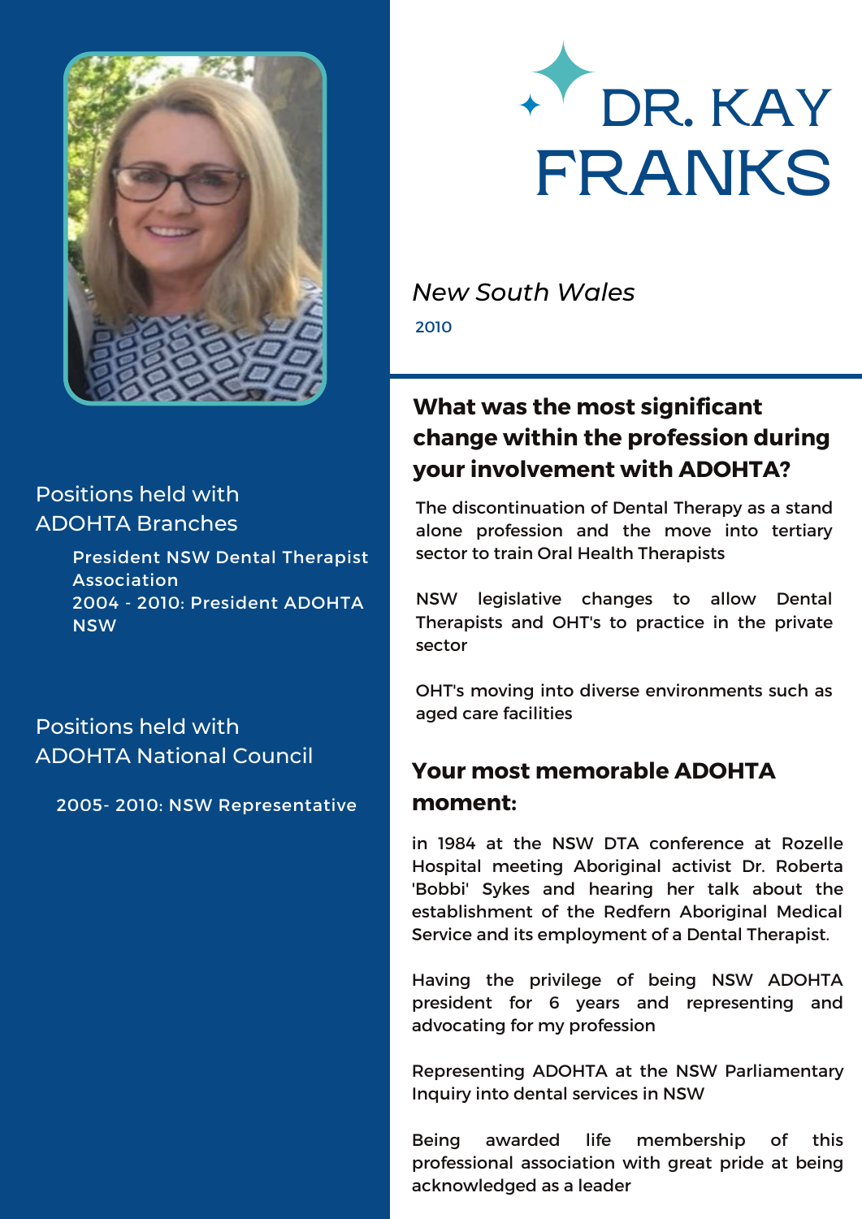# DR. KAY FRANKS

*New South Wales*

2010

## Positions held with ADOHTA Branches

President NSW Dental Therapist Association
2004 - 2010: President ADOHTA NSW

## Positions held with ADOHTA National Council

2005- 2010: NSW Representative

## What was the most significant change within the profession during your involvement with ADOHTA?

The discontinuation of Dental Therapy as a stand alone profession and the move into tertiary sector to train Oral Health Therapists

NSW legislative changes to allow Dental Therapists and OHT's to practice in the private sector

OHT's moving into diverse environments such as aged care facilities

## Your most memorable ADOHTA moment:

in 1984 at the NSW DTA conference at Rozelle Hospital meeting Aboriginal activist Dr. Roberta 'Bobbi' Sykes and hearing her talk about the establishment of the Redfern Aboriginal Medical Service and its employment of a Dental Therapist.

Having the privilege of being NSW ADOHTA president for 6 years and representing and advocating for my profession

Representing ADOHTA at the NSW Parliamentary Inquiry into dental services in NSW

Being awarded life membership of this professional association with great pride at being acknowledged as a leader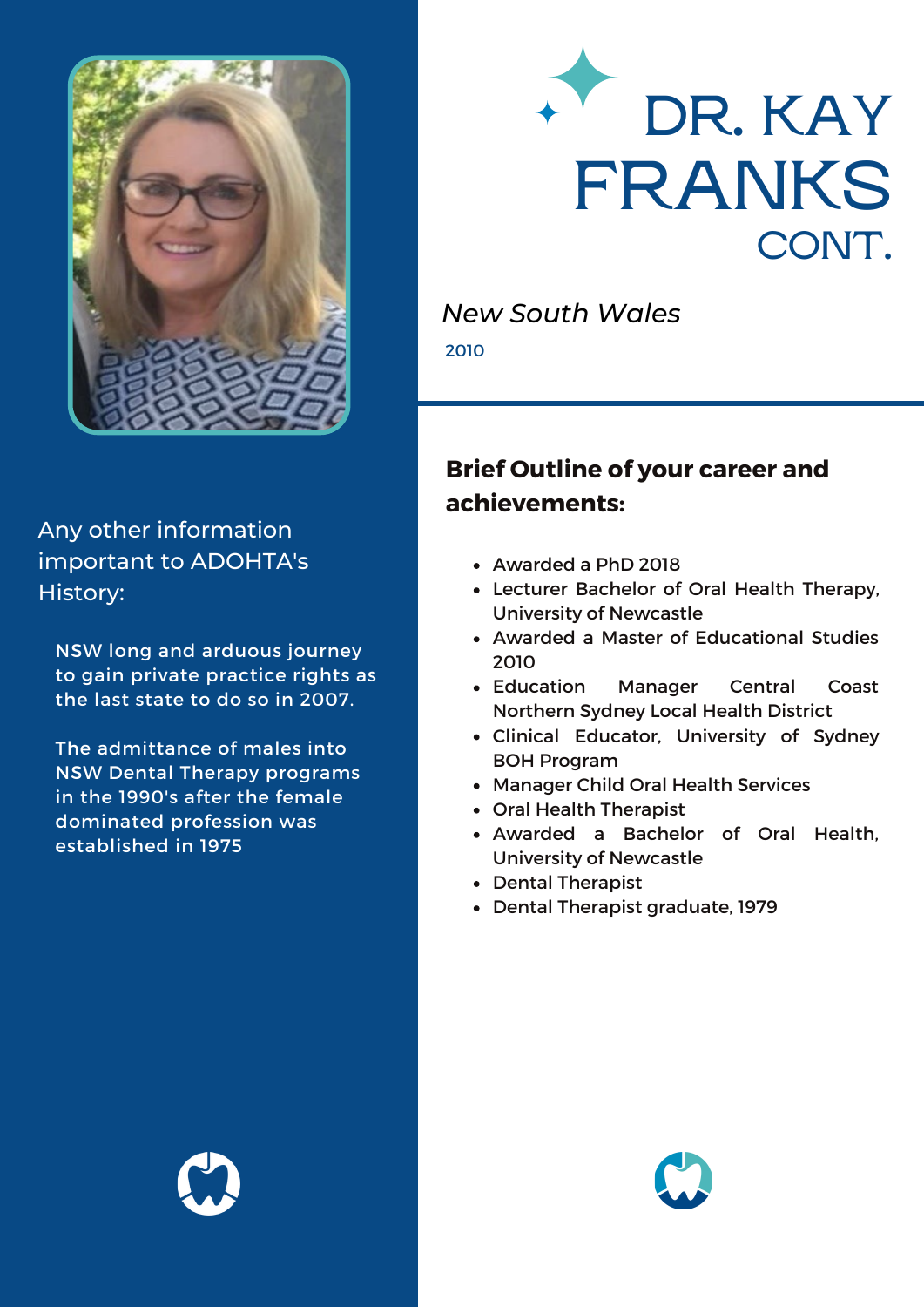# DR. KAY FRANKS CONT.

*New South Wales*

2010

### Brief Outline of your career and achievements:

- Awarded a PhD 2018
- Lecturer Bachelor of Oral Health Therapy, University of Newcastle
- Awarded a Master of Educational Studies 2010
- Education Manager Central Coast Northern Sydney Local Health District
- Clinical Educator, University of Sydney BOH Program
- Manager Child Oral Health Services
- Oral Health Therapist
- Awarded a Bachelor of Oral Health, University of Newcastle
- Dental Therapist
- Dental Therapist graduate, 1979

### Any other information important to ADOHTA's History:

NSW long and arduous journey to gain private practice rights as the last state to do so in 2007.

The admittance of males into NSW Dental Therapy programs in the 1990's after the female dominated profession was established in 1975